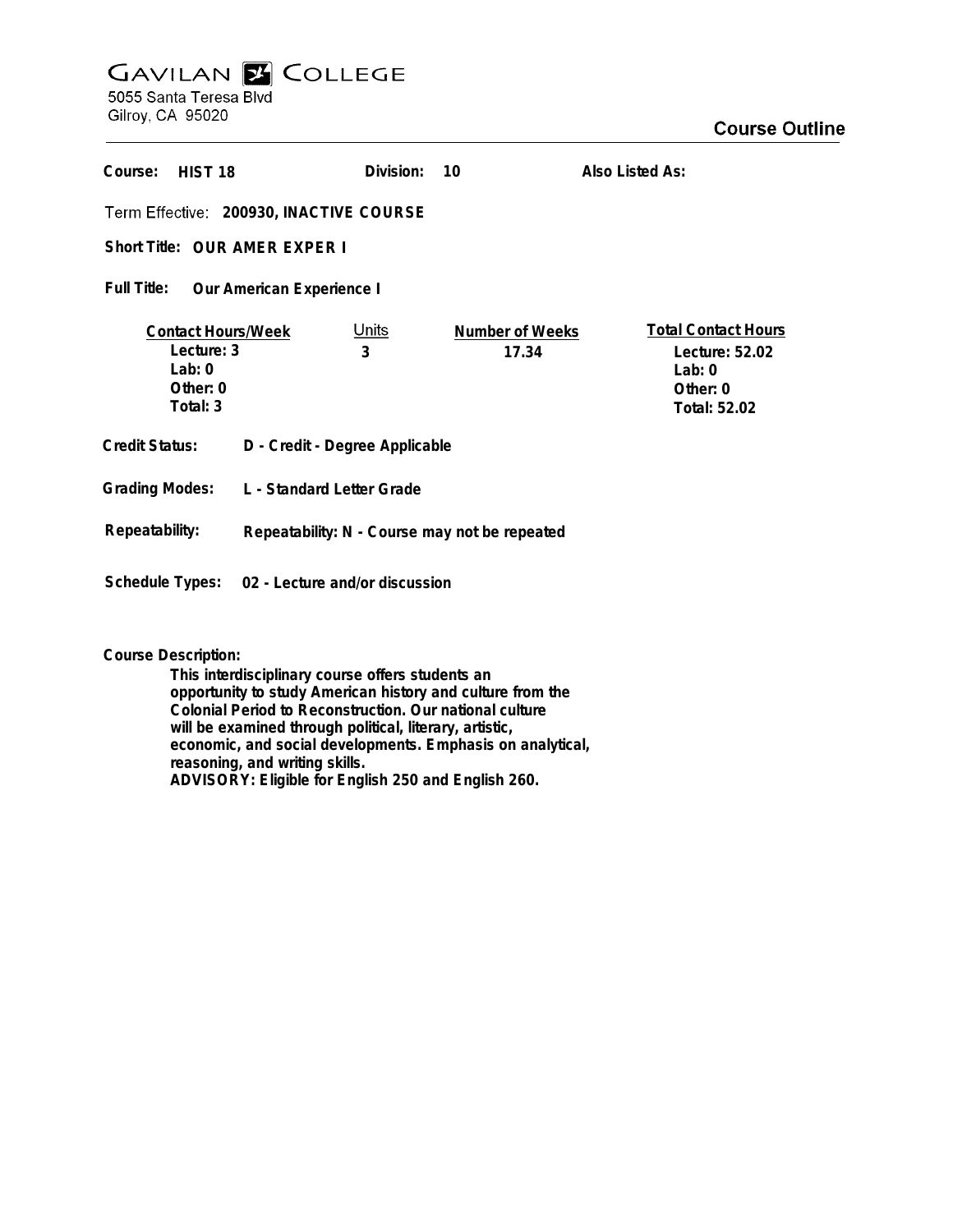# GAVILAN COLLEGE

5055 Santa Teresa Blvd
Gilroy, CA 95020

## Course Outline

**Course:** HIST 18 **Division:** 10 **Also Listed As:**

**Term Effective:** 200930, INACTIVE COURSE

**Short Title:** OUR AMER EXPER I

**Full Title:** Our American Experience I

| Contact Hours/Week | Units | Number of Weeks | Total Contact Hours |
|---|---|---|---|
| Lecture: 3 | 3 | 17.34 | Lecture: 52.02 |
| Lab: 0 | | | Lab: 0 |
| Other: 0 | | | Other: 0 |
| Total: 3 | | | Total: 52.02 |

**Credit Status:** D - Credit - Degree Applicable

**Grading Modes:** L - Standard Letter Grade

**Repeatability:** Repeatability: N - Course may not be repeated

**Schedule Types:** 02 - Lecture and/or discussion

**Course Description:**

This interdisciplinary course offers students an opportunity to study American history and culture from the Colonial Period to Reconstruction. Our national culture will be examined through political, literary, artistic, economic, and social developments. Emphasis on analytical, reasoning, and writing skills.
ADVISORY: Eligible for English 250 and English 260.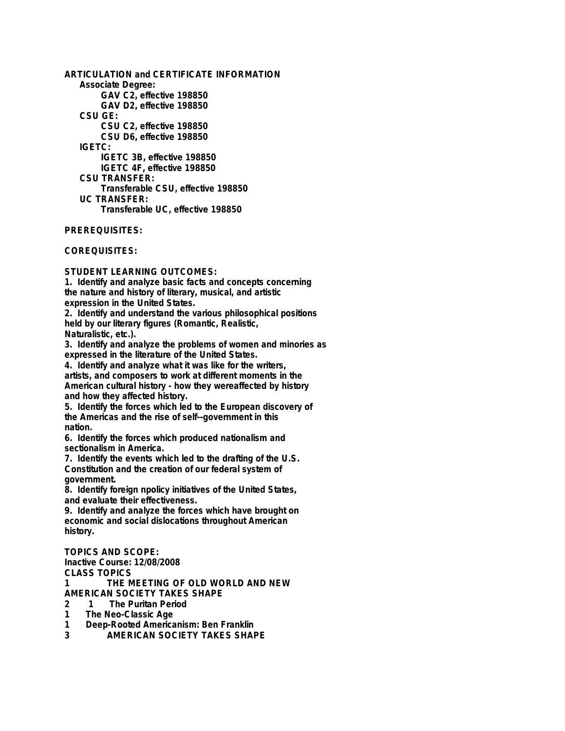**ARTICULATION and CERTIFICATE INFORMATION**

**Associate Degree:**

**GAV C2, effective 198850**

**GAV D2, effective 198850**

**CSU GE:**

**CSU C2, effective 198850**

**CSU D6, effective 198850**

**IGETC:**

**IGETC 3B, effective 198850**

**IGETC 4F, effective 198850**

**CSU TRANSFER:**

**Transferable CSU, effective 198850**

**UC TRANSFER:**

**Transferable UC, effective 198850**

**PREREQUISITES:**

**COREQUISITES:**

**STUDENT LEARNING OUTCOMES:**

**1. Identify and analyze basic facts and concepts concerning the nature and history of literary, musical, and artistic expression in the United States.**

**2. Identify and understand the various philosophical positions held by our literary figures (Romantic, Realistic, Naturalistic, etc.).**

**3. Identify and analyze the problems of women and minories as expressed in the literature of the United States.**

**4. Identify and analyze what it was like for the writers, artists, and composers to work at different moments in the American cultural history - how they wereaffected by history and how they affected history.**

**5. Identify the forces which led to the European discovery of the Americas and the rise of self--government in this nation.**

**6. Identify the forces which produced nationalism and sectionalism in America.**

**7. Identify the events which led to the drafting of the U.S. Constitution and the creation of our federal system of government.**

**8. Identify foreign npolicy initiatives of the United States, and evaluate their effectiveness.**

**9. Identify and analyze the forces which have brought on economic and social dislocations throughout American history.**

**TOPICS AND SCOPE:**

**Inactive Course: 12/08/2008**

**CLASS TOPICS**

**1 THE MEETING OF OLD WORLD AND NEW AMERICAN SOCIETY TAKES SHAPE**

**2 1 The Puritan Period**

**1 The Neo-Classic Age**

**1 Deep-Rooted Americanism: Ben Franklin**

**3 AMERICAN SOCIETY TAKES SHAPE**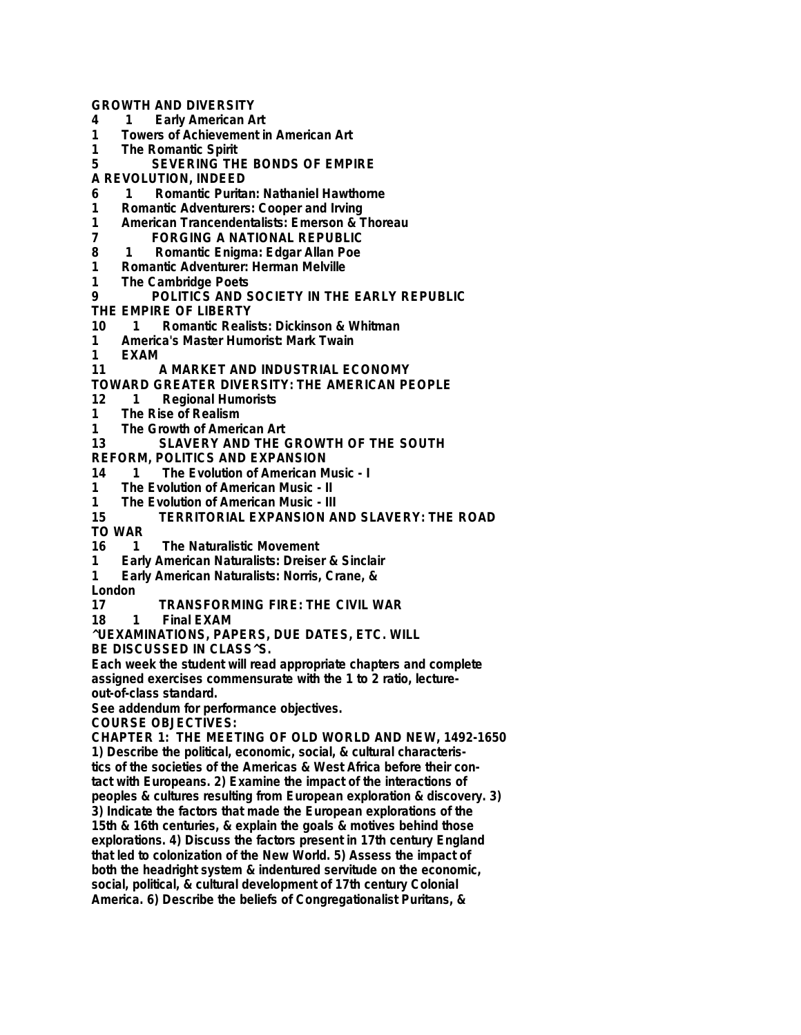**GROWTH AND DIVERSITY**
**4 1 Early American Art**
**1 Towers of Achievement in American Art**
**1 The Romantic Spirit**
**5 SEVERING THE BONDS OF EMPIRE**
**A REVOLUTION, INDEED**
**6 1 Romantic Puritan: Nathaniel Hawthorne**
**1 Romantic Adventurers: Cooper and Irving**
**1 American Trancendentalists: Emerson & Thoreau**
**7 FORGING A NATIONAL REPUBLIC**
**8 1 Romantic Enigma: Edgar Allan Poe**
**1 Romantic Adventurer: Herman Melville**
**1 The Cambridge Poets**
**9 POLITICS AND SOCIETY IN THE EARLY REPUBLIC**
**THE EMPIRE OF LIBERTY**
**10 1 Romantic Realists: Dickinson & Whitman**
**1 America's Master Humorist: Mark Twain**
**1 EXAM**
**11 A MARKET AND INDUSTRIAL ECONOMY**
**TOWARD GREATER DIVERSITY: THE AMERICAN PEOPLE**
**12 1 Regional Humorists**
**1 The Rise of Realism**
**1 The Growth of American Art**
**13 SLAVERY AND THE GROWTH OF THE SOUTH**
**REFORM, POLITICS AND EXPANSION**
**14 1 The Evolution of American Music - I**
**1 The Evolution of American Music - II**
**1 The Evolution of American Music - III**
**15 TERRITORIAL EXPANSION AND SLAVERY: THE ROAD TO WAR**
**16 1 The Naturalistic Movement**
**1 Early American Naturalists: Dreiser & Sinclair**
**1 Early American Naturalists: Norris, Crane, & London**
**17 TRANSFORMING FIRE: THE CIVIL WAR**
**18 1 Final EXAM**

**^UEXAMINATIONS, PAPERS, DUE DATES, ETC. WILL BE DISCUSSED IN CLASS^S.**

**Each week the student will read appropriate chapters and complete assigned exercises commensurate with the 1 to 2 ratio, lecture-out-of-class standard.**

**See addendum for performance objectives.**

**COURSE OBJECTIVES:**

**CHAPTER 1: THE MEETING OF OLD WORLD AND NEW, 1492-1650**

**1) Describe the political, economic, social, & cultural characteristics of the societies of the Americas & West Africa before their contact with Europeans. 2) Examine the impact of the interactions of peoples & cultures resulting from European exploration & discovery. 3) 3) Indicate the factors that made the European explorations of the 15th & 16th centuries, & explain the goals & motives behind those explorations. 4) Discuss the factors present in 17th century England that led to colonization of the New World. 5) Assess the impact of both the headright system & indentured servitude on the economic, social, political, & cultural development of 17th century Colonial America. 6) Describe the beliefs of Congregationalist Puritans, &**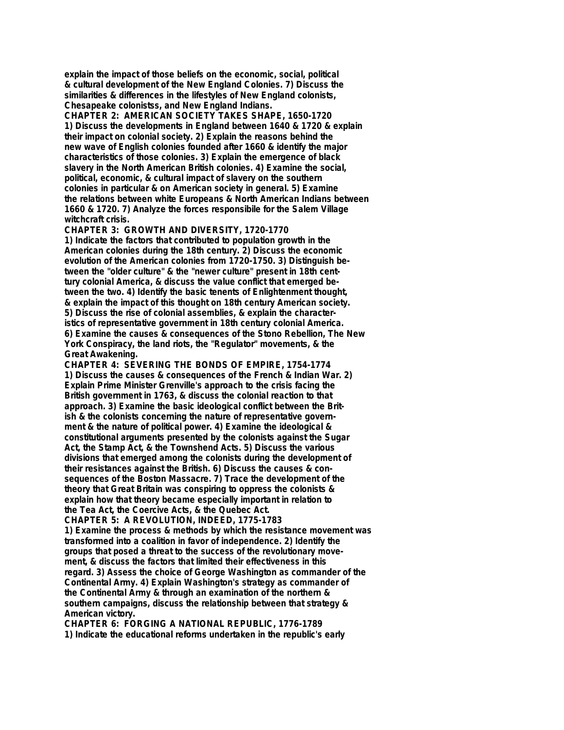explain the impact of those beliefs on the economic, social, political & cultural development of the New England Colonies. 7) Discuss the similarities & differences in the lifestyles of New England colonists, Chesapeake colonistss, and New England Indians.

**CHAPTER 2: AMERICAN SOCIETY TAKES SHAPE, 1650-1720**

1) Discuss the developments in England between 1640 & 1720 & explain their impact on colonial society. 2) Explain the reasons behind the new wave of English colonies founded after 1660 & identify the major characteristics of those colonies. 3) Explain the emergence of black slavery in the North American British colonies. 4) Examine the social, political, economic, & cultural impact of slavery on the southern colonies in particular & on American society in general. 5) Examine the relations between white Europeans & North American Indians between 1660 & 1720. 7) Analyze the forces responsibile for the Salem Village witchcraft crisis.

**CHAPTER 3: GROWTH AND DIVERSITY, 1720-1770**

1) Indicate the factors that contributed to population growth in the American colonies during the 18th century. 2) Discuss the economic evolution of the American colonies from 1720-1750. 3) Distinguish between the "older culture" & the "newer culture" present in 18th century colonial America, & discuss the value conflict that emerged between the two. 4) Identify the basic tenents of Enlightenment thought, & explain the impact of this thought on 18th century American society. 5) Discuss the rise of colonial assemblies, & explain the characteristics of representative government in 18th century colonial America. 6) Examine the causes & consequences of the Stono Rebellion, The New York Conspiracy, the land riots, the "Regulator" movements, & the Great Awakening.

**CHAPTER 4: SEVERING THE BONDS OF EMPIRE, 1754-1774**

1) Discuss the causes & consequences of the French & Indian War. 2) Explain Prime Minister Grenville's approach to the crisis facing the British government in 1763, & discuss the colonial reaction to that approach. 3) Examine the basic ideological conflict between the British & the colonists concerning the nature of representative government & the nature of political power. 4) Examine the ideological & constitutional arguments presented by the colonists against the Sugar Act, the Stamp Act, & the Townshend Acts. 5) Discuss the various divisions that emerged among the colonists during the development of their resistances against the British. 6) Discuss the causes & consequences of the Boston Massacre. 7) Trace the development of the theory that Great Britain was conspiring to oppress the colonists & explain how that theory became especially important in relation to the Tea Act, the Coercive Acts, & the Quebec Act.

**CHAPTER 5: A REVOLUTION, INDEED, 1775-1783**

1) Examine the process & methods by which the resistance movement was transformed into a coalition in favor of independence. 2) Identify the groups that posed a threat to the success of the revolutionary movement, & discuss the factors that limited their effectiveness in this regard. 3) Assess the choice of George Washington as commander of the Continental Army. 4) Explain Washington's strategy as commander of the Continental Army & through an examination of the northern & southern campaigns, discuss the relationship between that strategy & American victory.

**CHAPTER 6: FORGING A NATIONAL REPUBLIC, 1776-1789**

1) Indicate the educational reforms undertaken in the republic's early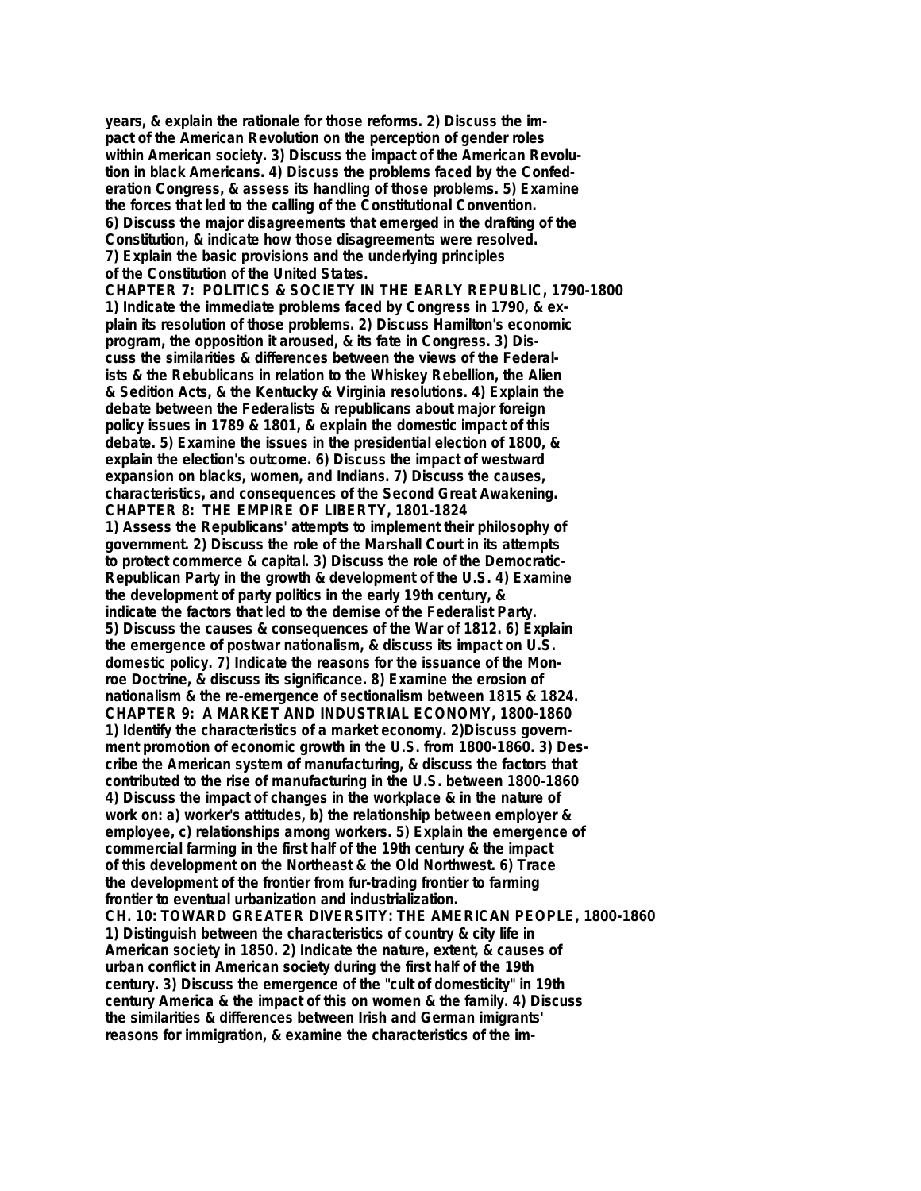**years, & explain the rationale for those reforms. 2) Discuss the impact of the American Revolution on the perception of gender roles within American society. 3) Discuss the impact of the American Revolution in black Americans. 4) Discuss the problems faced by the Confederation Congress, & assess its handling of those problems. 5) Examine the forces that led to the calling of the Constitutional Convention. 6) Discuss the major disagreements that emerged in the drafting of the Constitution, & indicate how those disagreements were resolved. 7) Explain the basic provisions and the underlying principles of the Constitution of the United States.**

## CHAPTER 7: POLITICS & SOCIETY IN THE EARLY REPUBLIC, 1790-1800

**1) Indicate the immediate problems faced by Congress in 1790, & explain its resolution of those problems. 2) Discuss Hamilton's economic program, the opposition it aroused, & its fate in Congress. 3) Discuss the similarities & differences between the views of the Federalists & the Rebublicans in relation to the Whiskey Rebellion, the Alien & Sedition Acts, & the Kentucky & Virginia resolutions. 4) Explain the debate between the Federalists & republicans about major foreign policy issues in 1789 & 1801, & explain the domestic impact of this debate. 5) Examine the issues in the presidential election of 1800, & explain the election's outcome. 6) Discuss the impact of westward expansion on blacks, women, and Indians. 7) Discuss the causes, characteristics, and consequences of the Second Great Awakening.**

## CHAPTER 8: THE EMPIRE OF LIBERTY, 1801-1824

**1) Assess the Republicans' attempts to implement their philosophy of government. 2) Discuss the role of the Marshall Court in its attempts to protect commerce & capital. 3) Discuss the role of the Democratic-Republican Party in the growth & development of the U.S. 4) Examine the development of party politics in the early 19th century, & indicate the factors that led to the demise of the Federalist Party. 5) Discuss the causes & consequences of the War of 1812. 6) Explain the emergence of postwar nationalism, & discuss its impact on U.S. domestic policy. 7) Indicate the reasons for the issuance of the Monroe Doctrine, & discuss its significance. 8) Examine the erosion of nationalism & the re-emergence of sectionalism between 1815 & 1824.**

## CHAPTER 9: A MARKET AND INDUSTRIAL ECONOMY, 1800-1860

**1) Identify the characteristics of a market economy. 2)Discuss government promotion of economic growth in the U.S. from 1800-1860. 3) Describe the American system of manufacturing, & discuss the factors that contributed to the rise of manufacturing in the U.S. between 1800-1860 4) Discuss the impact of changes in the workplace & in the nature of work on: a) worker's attitudes, b) the relationship between employer & employee, c) relationships among workers. 5) Explain the emergence of commercial farming in the first half of the 19th century & the impact of this development on the Northeast & the Old Northwest. 6) Trace the development of the frontier from fur-trading frontier to farming frontier to eventual urbanization and industrialization.**

## CH. 10: TOWARD GREATER DIVERSITY: THE AMERICAN PEOPLE, 1800-1860

**1) Distinguish between the characteristics of country & city life in American society in 1850. 2) Indicate the nature, extent, & causes of urban conflict in American society during the first half of the 19th century. 3) Discuss the emergence of the "cult of domesticity" in 19th century America & the impact of this on women & the family. 4) Discuss the similarities & differences between Irish and German imigrants' reasons for immigration, & examine the characteristics of the im-**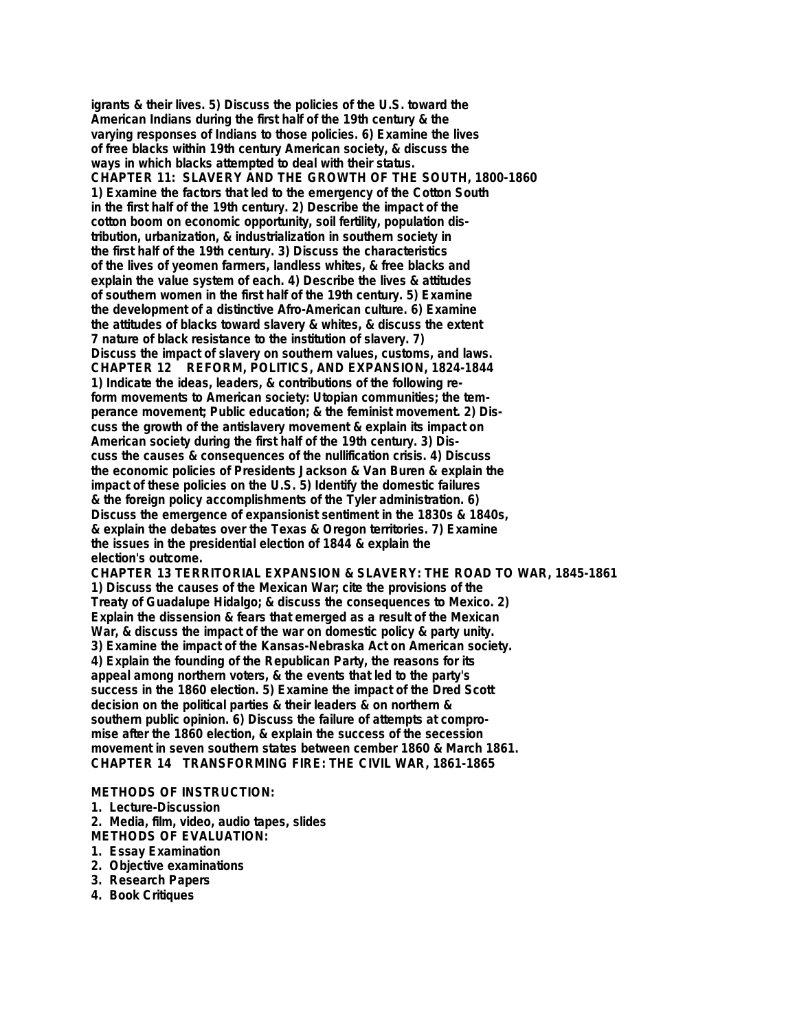igrants & their lives. 5) Discuss the policies of the U.S. toward the American Indians during the first half of the 19th century & the varying responses of Indians to those policies. 6) Examine the lives of free blacks within 19th century American society, & discuss the ways in which blacks attempted to deal with their status.

**CHAPTER 11: SLAVERY AND THE GROWTH OF THE SOUTH, 1800-1860**

1) Examine the factors that led to the emergency of the Cotton South in the first half of the 19th century. 2) Describe the impact of the cotton boom on economic opportunity, soil fertility, population distribution, urbanization, & industrialization in southern society in the first half of the 19th century. 3) Discuss the characteristics of the lives of yeomen farmers, landless whites, & free blacks and explain the value system of each. 4) Describe the lives & attitudes of southern women in the first half of the 19th century. 5) Examine the development of a distinctive Afro-American culture. 6) Examine the attitudes of blacks toward slavery & whites, & discuss the extent 7 nature of black resistance to the institution of slavery. 7) Discuss the impact of slavery on southern values, customs, and laws.

**CHAPTER 12 REFORM, POLITICS, AND EXPANSION, 1824-1844**

1) Indicate the ideas, leaders, & contributions of the following reform movements to American society: Utopian communities; the temperance movement; Public education; & the feminist movement. 2) Discuss the growth of the antislavery movement & explain its impact on American society during the first half of the 19th century. 3) Discuss the causes & consequences of the nullification crisis. 4) Discuss the economic policies of Presidents Jackson & Van Buren & explain the impact of these policies on the U.S. 5) Identify the domestic failures & the foreign policy accomplishments of the Tyler administration. 6) Discuss the emergence of expansionist sentiment in the 1830s & 1840s, & explain the debates over the Texas & Oregon territories. 7) Examine the issues in the presidential election of 1844 & explain the election's outcome.

**CHAPTER 13 TERRITORIAL EXPANSION & SLAVERY: THE ROAD TO WAR, 1845-1861**

1) Discuss the causes of the Mexican War; cite the provisions of the Treaty of Guadalupe Hidalgo; & discuss the consequences to Mexico. 2) Explain the dissension & fears that emerged as a result of the Mexican War, & discuss the impact of the war on domestic policy & party unity. 3) Examine the impact of the Kansas-Nebraska Act on American society. 4) Explain the founding of the Republican Party, the reasons for its appeal among northern voters, & the events that led to the party's success in the 1860 election. 5) Examine the impact of the Dred Scott decision on the political parties & their leaders & on northern & southern public opinion. 6) Discuss the failure of attempts at compromise after the 1860 election, & explain the success of the secession movement in seven southern states between cember 1860 & March 1861.

**CHAPTER 14 TRANSFORMING FIRE: THE CIVIL WAR, 1861-1865**

**METHODS OF INSTRUCTION:**

1. Lecture-Discussion
2. Media, film, video, audio tapes, slides

**METHODS OF EVALUATION:**

1. Essay Examination
2. Objective examinations
3. Research Papers
4. Book Critiques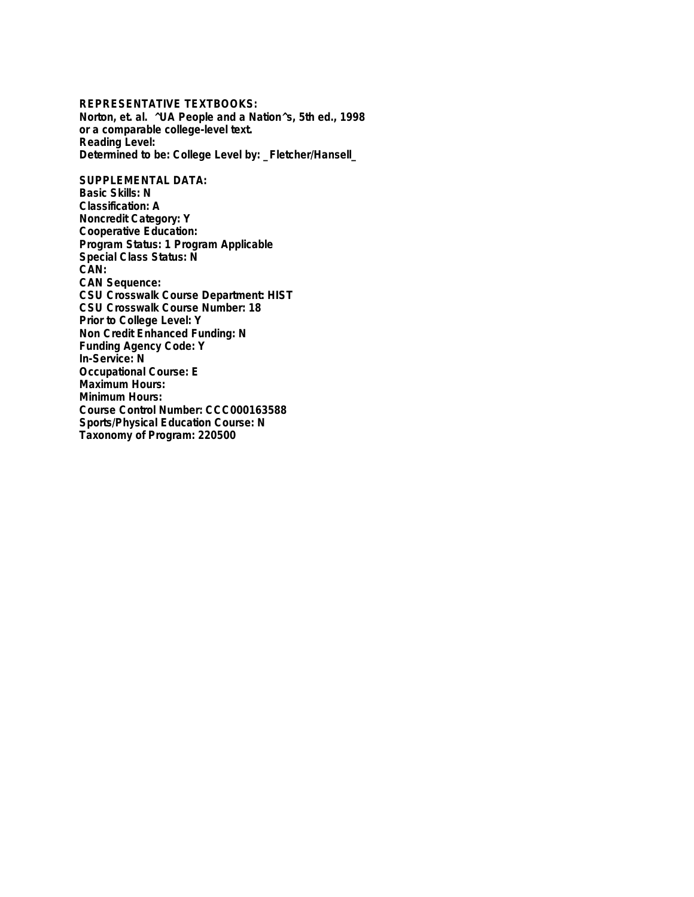**REPRESENTATIVE TEXTBOOKS:**
Norton, et. al. ^UA People and a Nation^s, 5th ed., 1998
or a comparable college-level text.
Reading Level:
Determined to be: College Level by: _Fletcher/Hansell_

**SUPPLEMENTAL DATA:**
Basic Skills: N
Classification: A
Noncredit Category: Y
Cooperative Education:
Program Status: 1 Program Applicable
Special Class Status: N
CAN:
CAN Sequence:
CSU Crosswalk Course Department: HIST
CSU Crosswalk Course Number: 18
Prior to College Level: Y
Non Credit Enhanced Funding: N
Funding Agency Code: Y
In-Service: N
Occupational Course: E
Maximum Hours:
Minimum Hours:
Course Control Number: CCC000163588
Sports/Physical Education Course: N
Taxonomy of Program: 220500